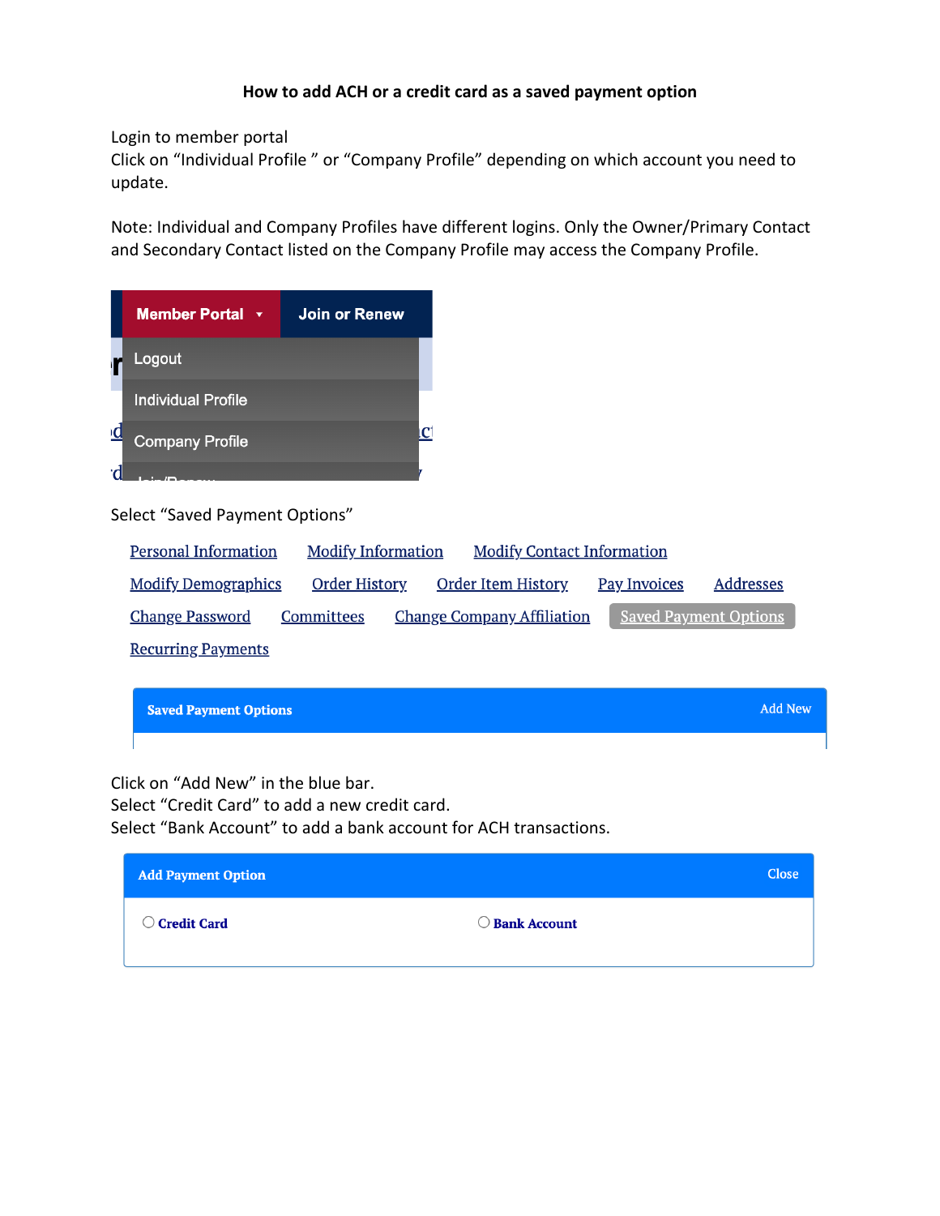# How to add ACH or a credit card as a saved payment option

Login to member portal
Click on "Individual Profile " or "Company Profile" depending on which account you need to update.

Note: Individual and Company Profiles have different logins. Only the Owner/Primary Contact and Secondary Contact listed on the Company Profile may access the Company Profile.

Member Portal ▾ | Join or Renew

- Logout
- Individual Profile
- Company Profile

Select "Saved Payment Options"

Personal Information   Modify Information   Modify Contact Information
Modify Demographics   Order History   Order Item History   Pay Invoices   Addresses
Change Password   Committees   Change Company Affiliation   Saved Payment Options
Recurring Payments

**Saved Payment Options** Add New

Click on "Add New" in the blue bar.
Select "Credit Card" to add a new credit card.
Select "Bank Account" to add a bank account for ACH transactions.

**Add Payment Option** Close

○ **Credit Card**   ○ **Bank Account**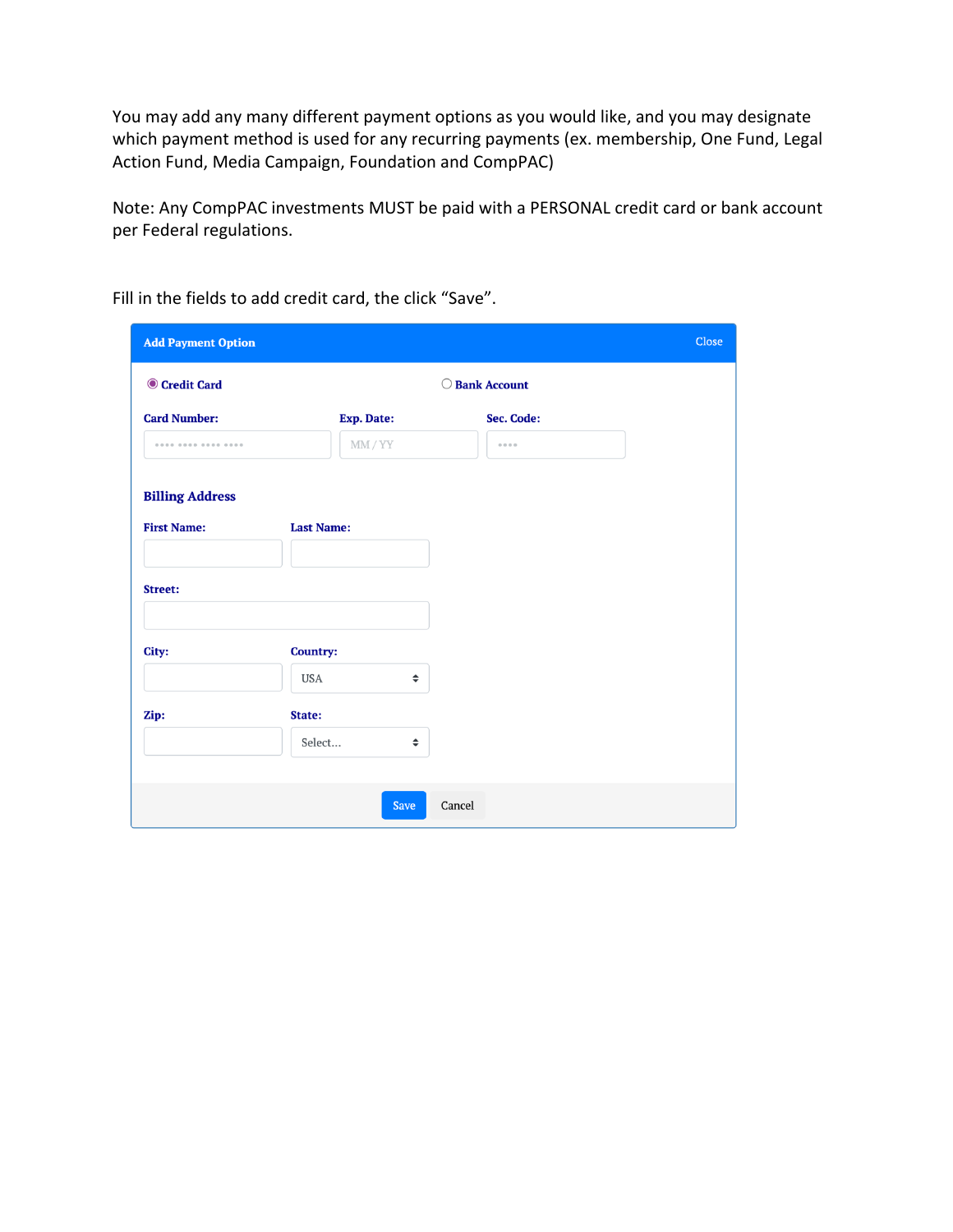You may add any many different payment options as you would like, and you may designate which payment method is used for any recurring payments (ex. membership, One Fund, Legal Action Fund, Media Campaign, Foundation and CompPAC)

Note: Any CompPAC investments MUST be paid with a PERSONAL credit card or bank account per Federal regulations.

Fill in the fields to add credit card, the click "Save".

**Add Payment Option** Close

◉ **Credit Card** ○ **Bank Account**

**Card Number:** •••• •••• •••• ••••

**Exp. Date:** MM / YY

**Sec. Code:** ••••

**Billing Address**

**First Name:**

**Last Name:**

**Street:**

**City:**

**Country:** USA

**Zip:**

**State:** Select...

Save Cancel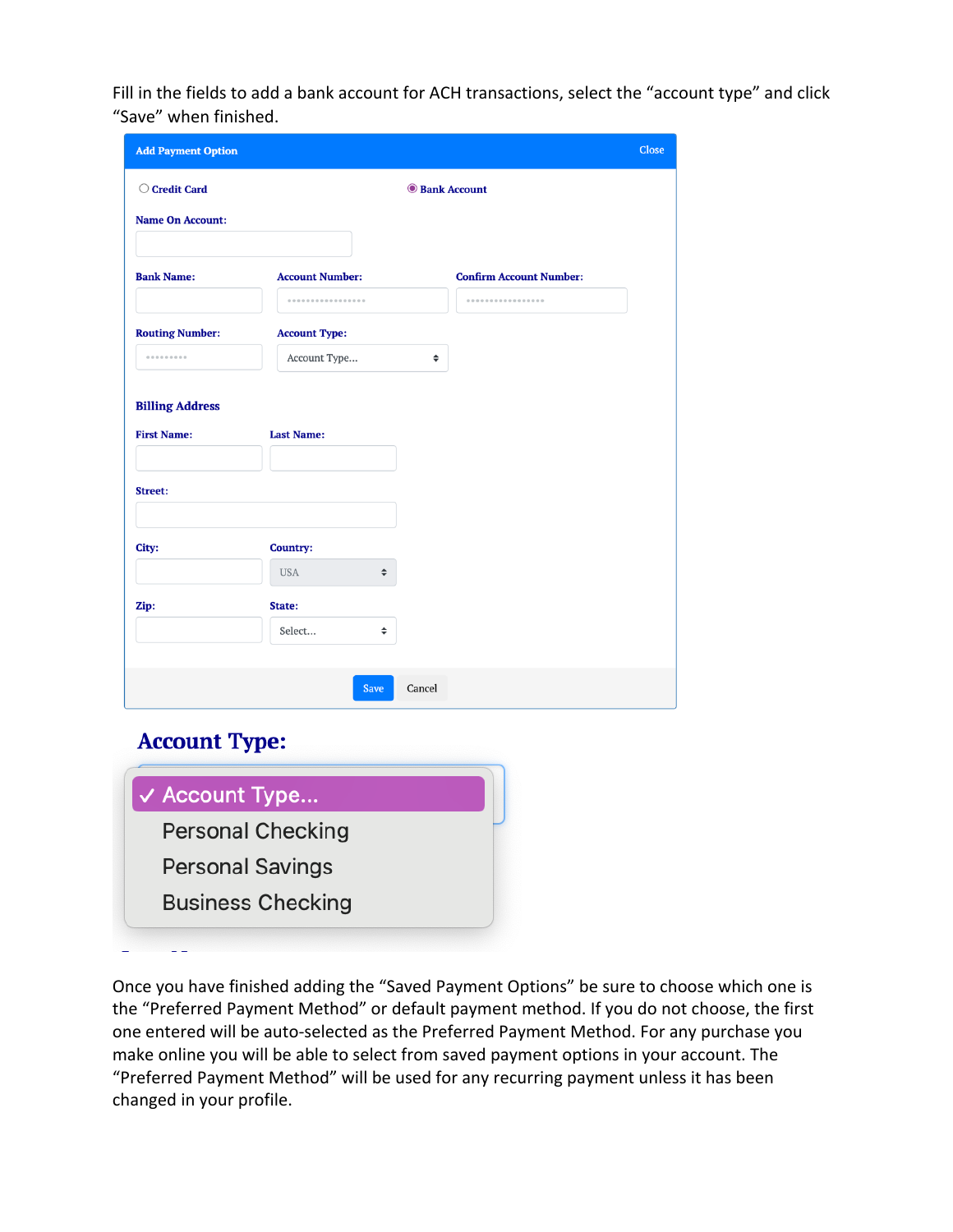Fill in the fields to add a bank account for ACH transactions, select the "account type" and click "Save" when finished.

**Add Payment Option** Close

○ Credit Card ◉ Bank Account

**Name On Account:**

**Bank Name:** **Account Number:** **Confirm Account Number:**

**Routing Number:** **Account Type:** Account Type...

**Billing Address**

**First Name:** **Last Name:**

**Street:**

**City:** **Country:** USA

**Zip:** **State:** Select...

Save Cancel

**Account Type:**

- ✓ Account Type...
- Personal Checking
- Personal Savings
- Business Checking

Once you have finished adding the "Saved Payment Options" be sure to choose which one is the "Preferred Payment Method" or default payment method. If you do not choose, the first one entered will be auto-selected as the Preferred Payment Method. For any purchase you make online you will be able to select from saved payment options in your account. The "Preferred Payment Method" will be used for any recurring payment unless it has been changed in your profile.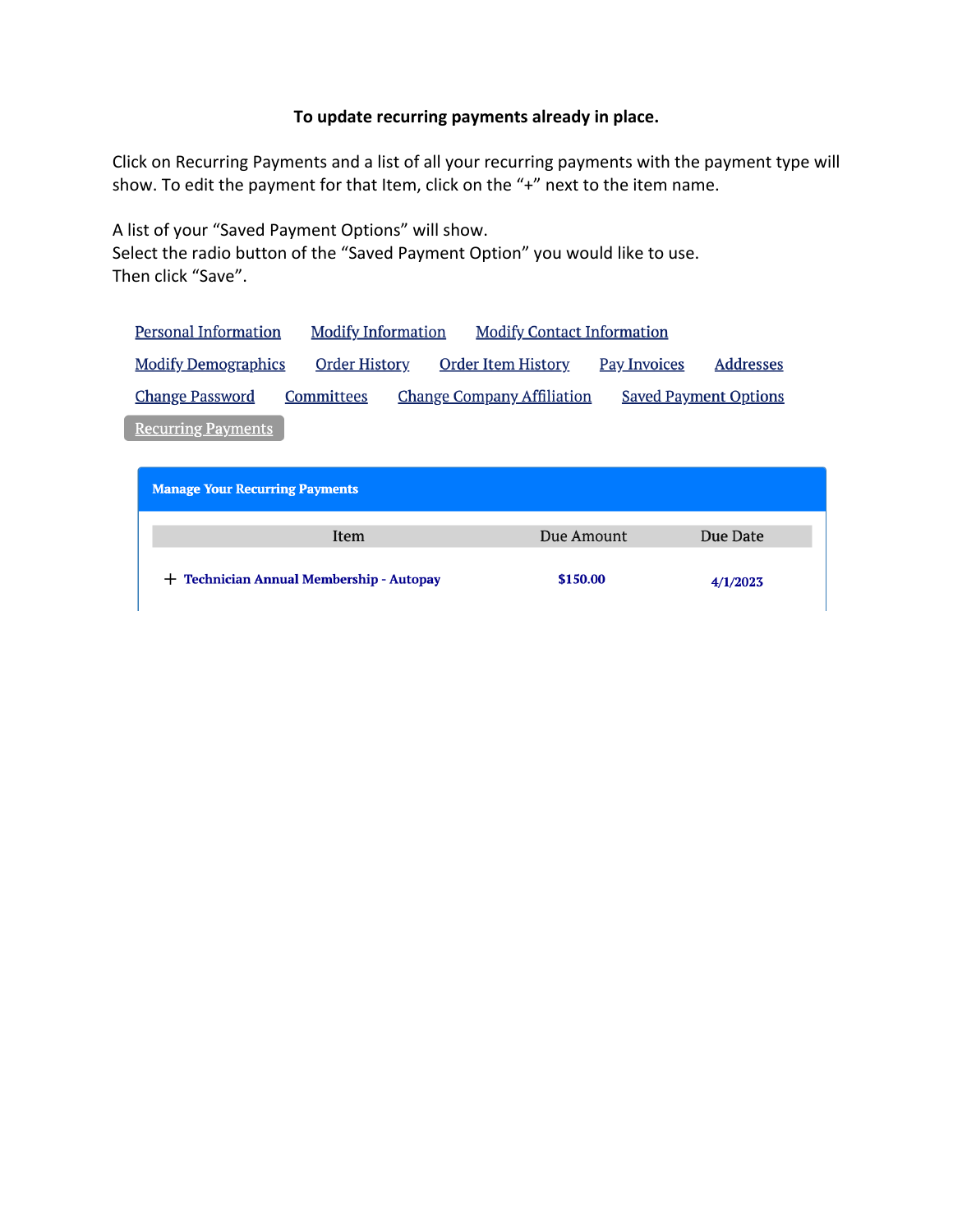**To update recurring payments already in place.**

Click on Recurring Payments and a list of all your recurring payments with the payment type will show. To edit the payment for that Item, click on the "+" next to the item name.

A list of your "Saved Payment Options" will show.
Select the radio button of the "Saved Payment Option" you would like to use.
Then click "Save".

Personal Information    Modify Information    Modify Contact Information
Modify Demographics    Order History    Order Item History    Pay Invoices    Addresses
Change Password    Committees    Change Company Affiliation    Saved Payment Options
Recurring Payments

**Manage Your Recurring Payments**

| Item | Due Amount | Due Date |
|---|---|---|
| + **Technician Annual Membership - Autopay** | **$150.00** | **4/1/2023** |